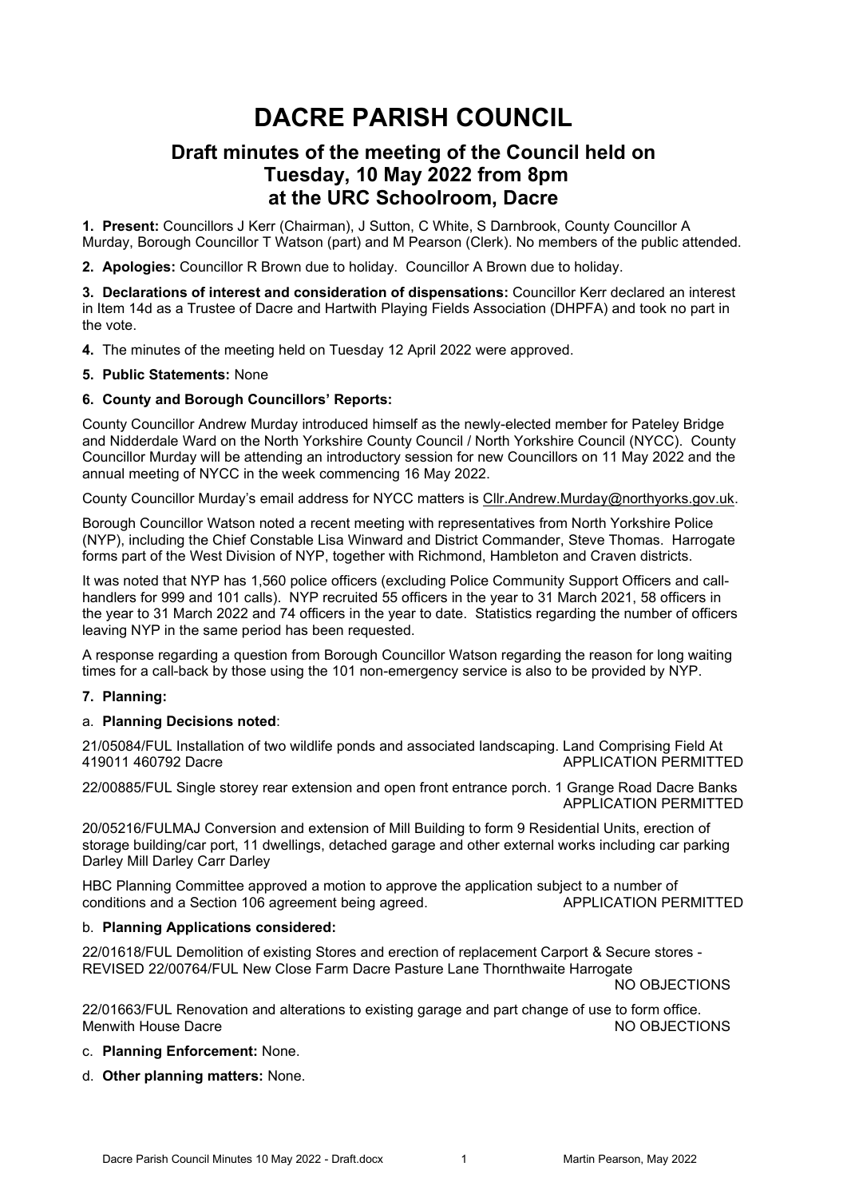# DACRE PARISH COUNCIL

## Draft minutes of the meeting of the Council held on Tuesday, 10 May 2022 from 8pm at the URC Schoolroom, Dacre

**1. Present:** Councillors J Kerr (Chairman), J Sutton, C White, S Darnbrook, County Councillor A Murday, Borough Councillor T Watson (part) and M Pearson (Clerk). No members of the public attended.

**2. Apologies:** Councillor R Brown due to holiday. Councillor A Brown due to holiday.

**3. Declarations of interest and consideration of dispensations:** Councillor Kerr declared an interest in Item 14d as a Trustee of Dacre and Hartwith Playing Fields Association (DHPFA) and took no part in the vote.

**4.** The minutes of the meeting held on Tuesday 12 April 2022 were approved.

**5. Public Statements:** None

**6. County and Borough Councillors' Reports:**

County Councillor Andrew Murday introduced himself as the newly-elected member for Pateley Bridge and Nidderdale Ward on the North Yorkshire County Council / North Yorkshire Council (NYCC). County Councillor Murday will be attending an introductory session for new Councillors on 11 May 2022 and the annual meeting of NYCC in the week commencing 16 May 2022.

County Councillor Murday's email address for NYCC matters is Cllr.Andrew.Murday@northyorks.gov.uk.

Borough Councillor Watson noted a recent meeting with representatives from North Yorkshire Police (NYP), including the Chief Constable Lisa Winward and District Commander, Steve Thomas. Harrogate forms part of the West Division of NYP, together with Richmond, Hambleton and Craven districts.

It was noted that NYP has 1,560 police officers (excluding Police Community Support Officers and call-handlers for 999 and 101 calls). NYP recruited 55 officers in the year to 31 March 2021, 58 officers in the year to 31 March 2022 and 74 officers in the year to date. Statistics regarding the number of officers leaving NYP in the same period has been requested.

A response regarding a question from Borough Councillor Watson regarding the reason for long waiting times for a call-back by those using the 101 non-emergency service is also to be provided by NYP.

**7. Planning:**

a. **Planning Decisions noted**:

21/05084/FUL Installation of two wildlife ponds and associated landscaping. Land Comprising Field At 419011 460792 Dacre APPLICATION PERMITTED

22/00885/FUL Single storey rear extension and open front entrance porch. 1 Grange Road Dacre Banks APPLICATION PERMITTED

20/05216/FULMAJ Conversion and extension of Mill Building to form 9 Residential Units, erection of storage building/car port, 11 dwellings, detached garage and other external works including car parking Darley Mill Darley Carr Darley

HBC Planning Committee approved a motion to approve the application subject to a number of conditions and a Section 106 agreement being agreed. APPLICATION PERMITTED

b. **Planning Applications considered:**

22/01618/FUL Demolition of existing Stores and erection of replacement Carport & Secure stores - REVISED 22/00764/FUL New Close Farm Dacre Pasture Lane Thornthwaite Harrogate NO OBJECTIONS

22/01663/FUL Renovation and alterations to existing garage and part change of use to form office. Menwith House Dacre NO OBJECTIONS

c. **Planning Enforcement:** None.

d. **Other planning matters:** None.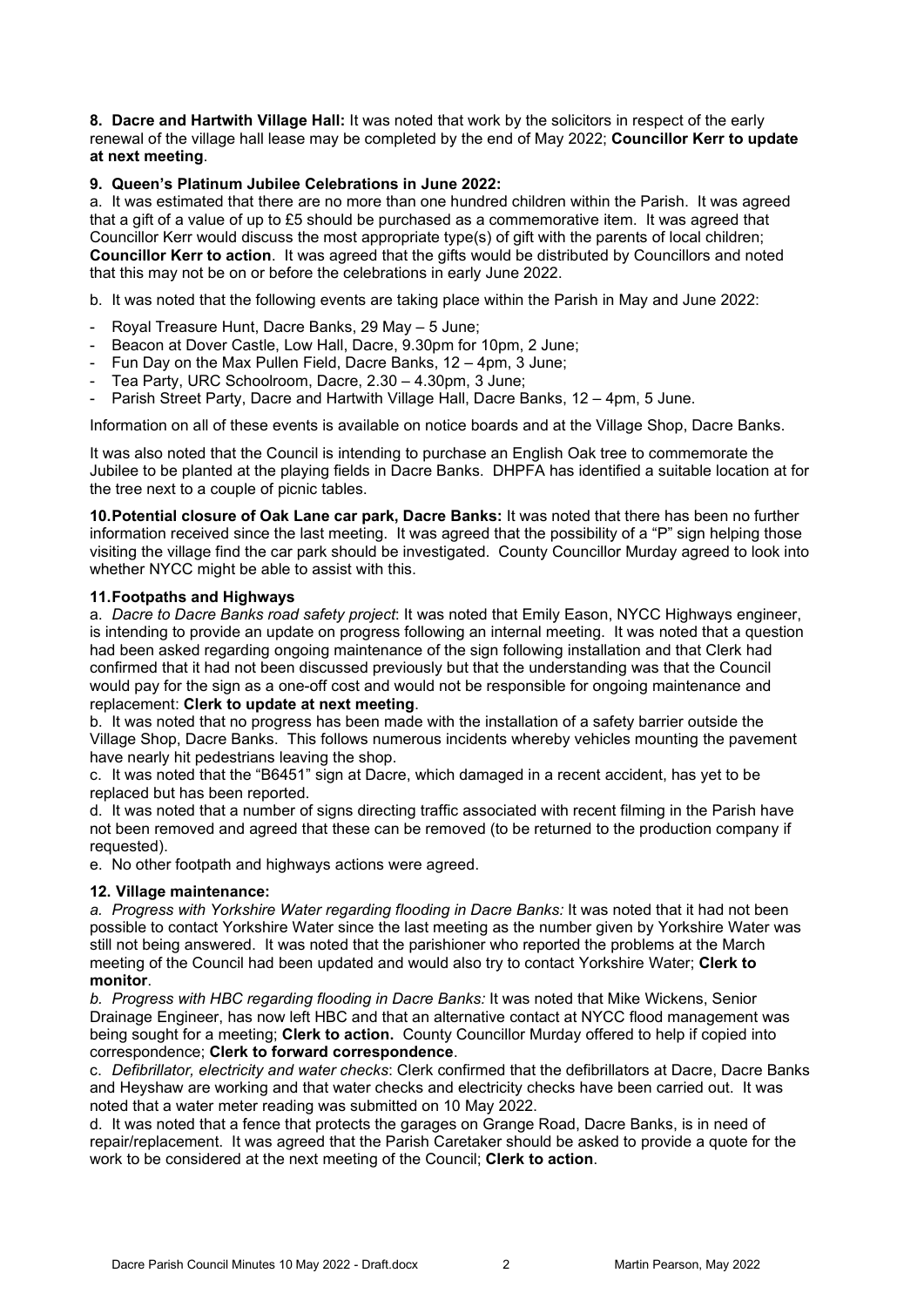**8. Dacre and Hartwith Village Hall:** It was noted that work by the solicitors in respect of the early renewal of the village hall lease may be completed by the end of May 2022; **Councillor Kerr to update at next meeting**.

**9. Queen's Platinum Jubilee Celebrations in June 2022:**

a. It was estimated that there are no more than one hundred children within the Parish. It was agreed that a gift of a value of up to £5 should be purchased as a commemorative item. It was agreed that Councillor Kerr would discuss the most appropriate type(s) of gift with the parents of local children; **Councillor Kerr to action**. It was agreed that the gifts would be distributed by Councillors and noted that this may not be on or before the celebrations in early June 2022.

b. It was noted that the following events are taking place within the Parish in May and June 2022:

- Royal Treasure Hunt, Dacre Banks, 29 May – 5 June;
- Beacon at Dover Castle, Low Hall, Dacre, 9.30pm for 10pm, 2 June;
- Fun Day on the Max Pullen Field, Dacre Banks, 12 – 4pm, 3 June;
- Tea Party, URC Schoolroom, Dacre, 2.30 – 4.30pm, 3 June;
- Parish Street Party, Dacre and Hartwith Village Hall, Dacre Banks, 12 – 4pm, 5 June.

Information on all of these events is available on notice boards and at the Village Shop, Dacre Banks.

It was also noted that the Council is intending to purchase an English Oak tree to commemorate the Jubilee to be planted at the playing fields in Dacre Banks. DHPFA has identified a suitable location at for the tree next to a couple of picnic tables.

**10. Potential closure of Oak Lane car park, Dacre Banks:** It was noted that there has been no further information received since the last meeting. It was agreed that the possibility of a "P" sign helping those visiting the village find the car park should be investigated. County Councillor Murday agreed to look into whether NYCC might be able to assist with this.

**11. Footpaths and Highways**

a. *Dacre to Dacre Banks road safety project*: It was noted that Emily Eason, NYCC Highways engineer, is intending to provide an update on progress following an internal meeting. It was noted that a question had been asked regarding ongoing maintenance of the sign following installation and that Clerk had confirmed that it had not been discussed previously but that the understanding was that the Council would pay for the sign as a one-off cost and would not be responsible for ongoing maintenance and replacement: **Clerk to update at next meeting**.

b. It was noted that no progress has been made with the installation of a safety barrier outside the Village Shop, Dacre Banks. This follows numerous incidents whereby vehicles mounting the pavement have nearly hit pedestrians leaving the shop.

c. It was noted that the "B6451" sign at Dacre, which damaged in a recent accident, has yet to be replaced but has been reported.

d. It was noted that a number of signs directing traffic associated with recent filming in the Parish have not been removed and agreed that these can be removed (to be returned to the production company if requested).

e. No other footpath and highways actions were agreed.

**12. Village maintenance:**

*a. Progress with Yorkshire Water regarding flooding in Dacre Banks:* It was noted that it had not been possible to contact Yorkshire Water since the last meeting as the number given by Yorkshire Water was still not being answered. It was noted that the parishioner who reported the problems at the March meeting of the Council had been updated and would also try to contact Yorkshire Water; **Clerk to monitor**.

*b. Progress with HBC regarding flooding in Dacre Banks:* It was noted that Mike Wickens, Senior Drainage Engineer, has now left HBC and that an alternative contact at NYCC flood management was being sought for a meeting; **Clerk to action.** County Councillor Murday offered to help if copied into correspondence; **Clerk to forward correspondence**.

c. *Defibrillator, electricity and water checks*: Clerk confirmed that the defibrillators at Dacre, Dacre Banks and Heyshaw are working and that water checks and electricity checks have been carried out. It was noted that a water meter reading was submitted on 10 May 2022.

d. It was noted that a fence that protects the garages on Grange Road, Dacre Banks, is in need of repair/replacement. It was agreed that the Parish Caretaker should be asked to provide a quote for the work to be considered at the next meeting of the Council; **Clerk to action**.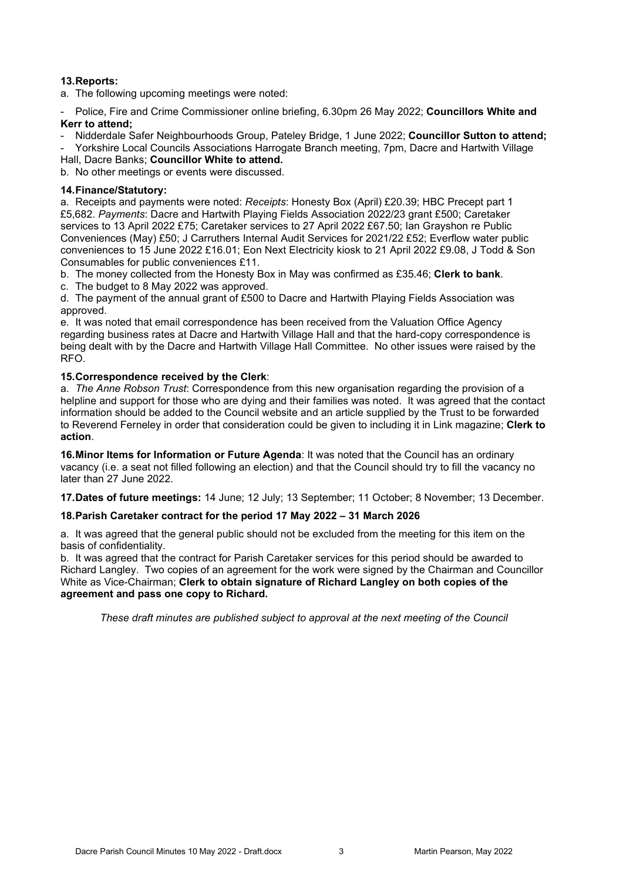**13.Reports:**

a. The following upcoming meetings were noted:

- Police, Fire and Crime Commissioner online briefing, 6.30pm 26 May 2022; **Councillors White and Kerr to attend;**
- Nidderdale Safer Neighbourhoods Group, Pateley Bridge, 1 June 2022; **Councillor Sutton to attend;**
- Yorkshire Local Councils Associations Harrogate Branch meeting, 7pm, Dacre and Hartwith Village Hall, Dacre Banks; **Councillor White to attend.**

b. No other meetings or events were discussed.

**14.Finance/Statutory:**

a. Receipts and payments were noted: *Receipts*: Honesty Box (April) £20.39; HBC Precept part 1 £5,682. *Payments*: Dacre and Hartwith Playing Fields Association 2022/23 grant £500; Caretaker services to 13 April 2022 £75; Caretaker services to 27 April 2022 £67.50; Ian Grayshon re Public Conveniences (May) £50; J Carruthers Internal Audit Services for 2021/22 £52; Everflow water public conveniences to 15 June 2022 £16.01; Eon Next Electricity kiosk to 21 April 2022 £9.08, J Todd & Son Consumables for public conveniences £11.

b. The money collected from the Honesty Box in May was confirmed as £35.46; **Clerk to bank**.

c. The budget to 8 May 2022 was approved.

d. The payment of the annual grant of £500 to Dacre and Hartwith Playing Fields Association was approved.

e. It was noted that email correspondence has been received from the Valuation Office Agency regarding business rates at Dacre and Hartwith Village Hall and that the hard-copy correspondence is being dealt with by the Dacre and Hartwith Village Hall Committee. No other issues were raised by the RFO.

**15.Correspondence received by the Clerk**:

a. *The Anne Robson Trust*: Correspondence from this new organisation regarding the provision of a helpline and support for those who are dying and their families was noted. It was agreed that the contact information should be added to the Council website and an article supplied by the Trust to be forwarded to Reverend Ferneley in order that consideration could be given to including it in Link magazine; **Clerk to action**.

**16.Minor Items for Information or Future Agenda**: It was noted that the Council has an ordinary vacancy (i.e. a seat not filled following an election) and that the Council should try to fill the vacancy no later than 27 June 2022.

**17.Dates of future meetings:** 14 June; 12 July; 13 September; 11 October; 8 November; 13 December.

**18.Parish Caretaker contract for the period 17 May 2022 – 31 March 2026**

a. It was agreed that the general public should not be excluded from the meeting for this item on the basis of confidentiality.

b. It was agreed that the contract for Parish Caretaker services for this period should be awarded to Richard Langley. Two copies of an agreement for the work were signed by the Chairman and Councillor White as Vice-Chairman; **Clerk to obtain signature of Richard Langley on both copies of the agreement and pass one copy to Richard.**

*These draft minutes are published subject to approval at the next meeting of the Council*